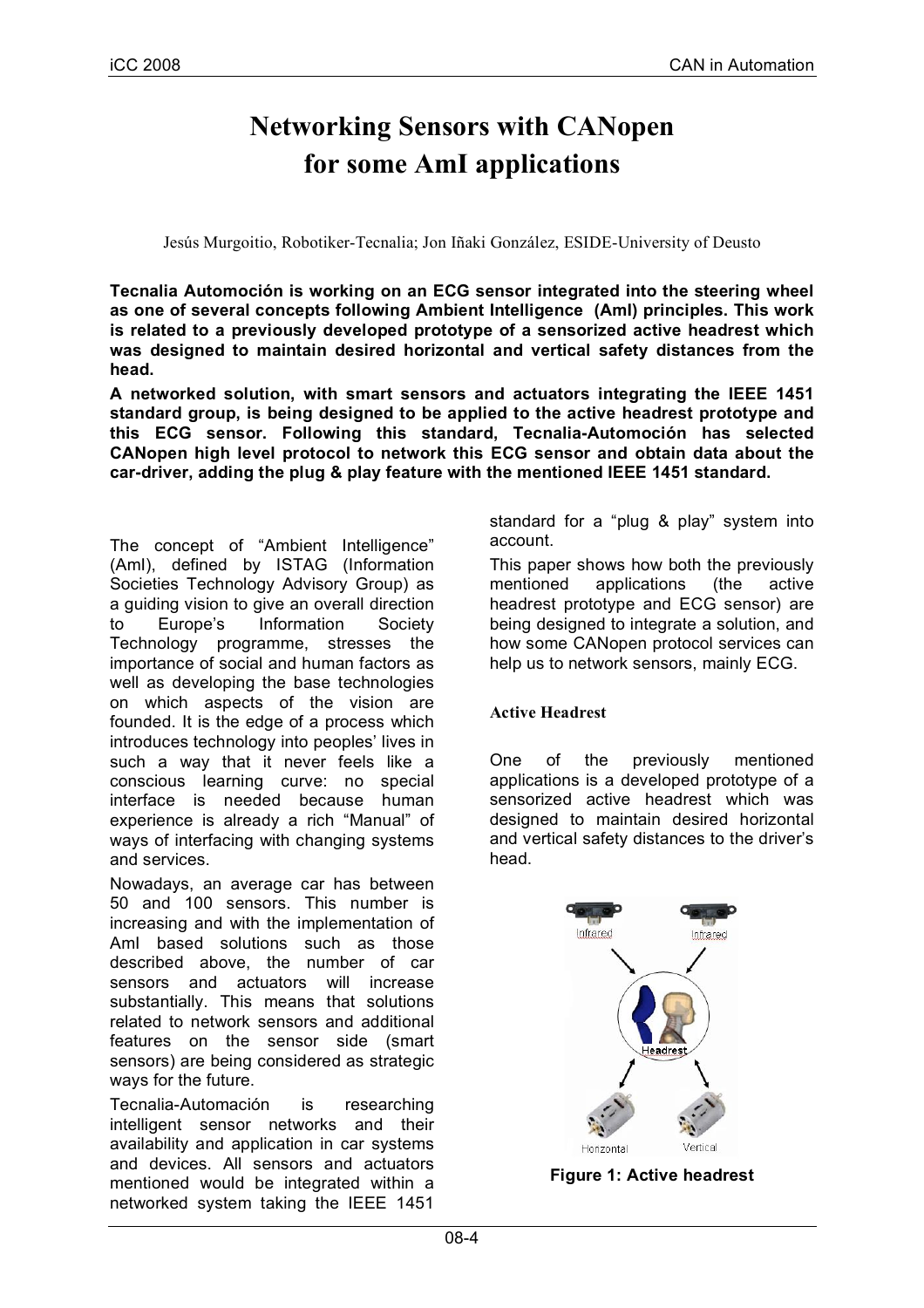# Networking Sensors with CANopen for some AmI applications

Jesús Murgoitio, Robotiker-Tecnalia; Jon Iñaki González, ESIDE-University of Deusto

**Tecnalia Automoción is working on an ECG sensor integrated into the steering wheel as one of several concepts following Ambient Intelligence (AmI) principles. This work is related to a previously developed prototype of a sensorized active headrest which was designed to maintain desired horizontal and vertical safety distances from the head.**

**A networked solution, with smart sensors and actuators integrating the IEEE 1451 standard group, is being designed to be applied to the active headrest prototype and this ECG sensor. Following this standard, Tecnalia-Automoción has selected CANopen high level protocol to network this ECG sensor and obtain data about the car-driver, adding the plug & play feature with the mentioned IEEE 1451 standard.**

The concept of "Ambient Intelligence" (AmI), defined by ISTAG (Information Societies Technology Advisory Group) as a guiding vision to give an overall direction to Europe's Information Society Technology programme, stresses the importance of social and human factors as well as developing the base technologies on which aspects of the vision are founded. It is the edge of a process which introduces technology into peoples' lives in such a way that it never feels like a conscious learning curve: no special interface is needed because human experience is already a rich "Manual" of ways of interfacing with changing systems and services.

Nowadays, an average car has between 50 and 100 sensors. This number is increasing and with the implementation of AmI based solutions such as those described above, the number of car sensors and actuators will increase substantially. This means that solutions related to network sensors and additional features on the sensor side (smart sensors) are being considered as strategic ways for the future.

Tecnalia-Automación is researching intelligent sensor networks and their availability and application in car systems and devices. All sensors and actuators mentioned would be integrated within a networked system taking the IEEE 1451 standard for a "plug & play" system into account.

This paper shows how both the previously mentioned applications (the active headrest prototype and ECG sensor) are being designed to integrate a solution, and how some CANopen protocol services can help us to network sensors, mainly ECG.

## Active Headrest

One of the previously mentioned applications is a developed prototype of a sensorized active headrest which was designed to maintain desired horizontal and vertical safety distances to the driver's head.

**Figure 1: Active headrest**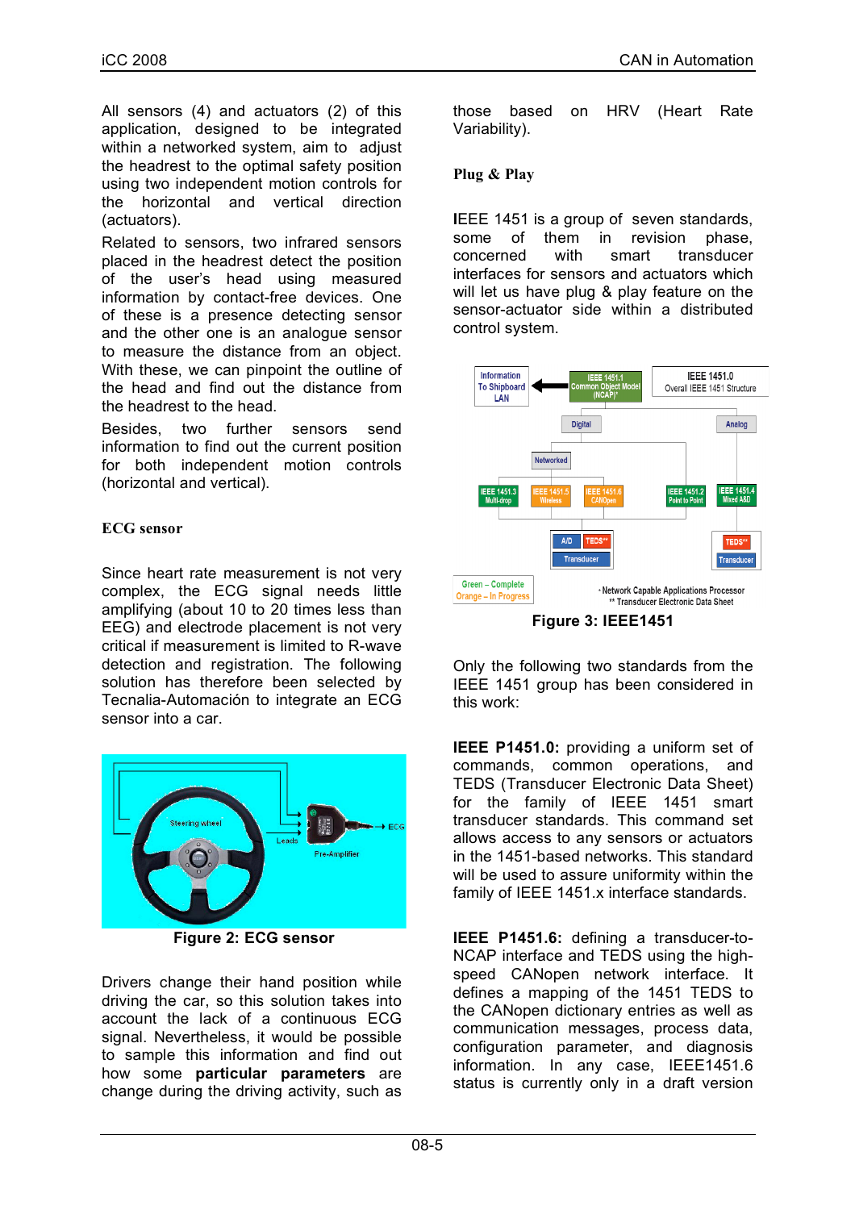All sensors (4) and actuators (2) of this application, designed to be integrated within a networked system, aim to adjust the headrest to the optimal safety position using two independent motion controls for the horizontal and vertical direction (actuators).

Related to sensors, two infrared sensors placed in the headrest detect the position of the user's head using measured information by contact-free devices. One of these is a presence detecting sensor and the other one is an analogue sensor to measure the distance from an object. With these, we can pinpoint the outline of the head and find out the distance from the headrest to the head.

Besides, two further sensors send information to find out the current position for both independent motion controls (horizontal and vertical).

## ECG sensor

Since heart rate measurement is not very complex, the ECG signal needs little amplifying (about 10 to 20 times less than EEG) and electrode placement is not very critical if measurement is limited to R-wave detection and registration. The following solution has therefore been selected by Tecnalia-Automación to integrate an ECG sensor into a car.

Figure 2: ECG sensor

Drivers change their hand position while driving the car, so this solution takes into account the lack of a continuous ECG signal. Nevertheless, it would be possible to sample this information and find out how some **particular parameters** are change during the driving activity, such as those based on HRV (Heart Rate Variability).

## Plug & Play

IEEE 1451 is a group of seven standards, some of them in revision phase, concerned with smart transducer interfaces for sensors and actuators which will let us have plug & play feature on the sensor-actuator side within a distributed control system.

Figure 3: IEEE1451

Only the following two standards from the IEEE 1451 group has been considered in this work:

**IEEE P1451.0:** providing a uniform set of commands, common operations, and TEDS (Transducer Electronic Data Sheet) for the family of IEEE 1451 smart transducer standards. This command set allows access to any sensors or actuators in the 1451-based networks. This standard will be used to assure uniformity within the family of IEEE 1451.x interface standards.

**IEEE P1451.6:** defining a transducer-to-NCAP interface and TEDS using the high-speed CANopen network interface. It defines a mapping of the 1451 TEDS to the CANopen dictionary entries as well as communication messages, process data, configuration parameter, and diagnosis information. In any case, IEEE1451.6 status is currently only in a draft version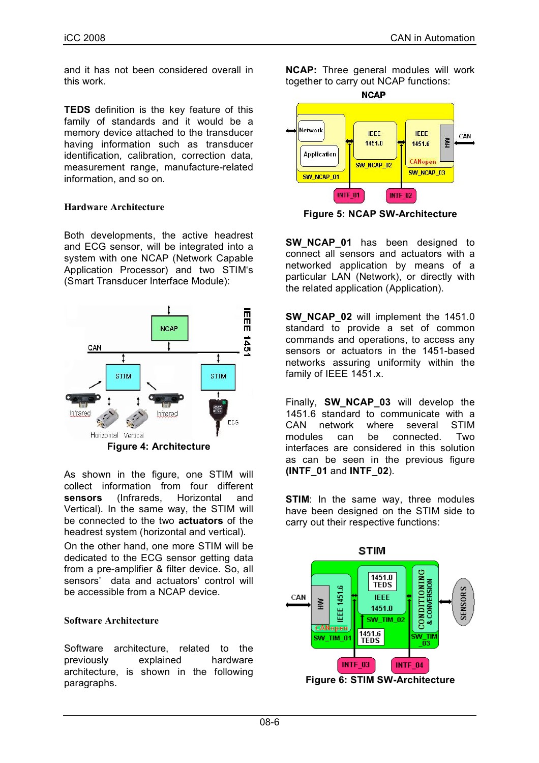and it has not been considered overall in this work.

**TEDS** definition is the key feature of this family of standards and it would be a memory device attached to the transducer having information such as transducer identification, calibration, correction data, measurement range, manufacture-related information, and so on.

### Hardware Architecture

Both developments, the active headrest and ECG sensor, will be integrated into a system with one NCAP (Network Capable Application Processor) and two STIM's (Smart Transducer Interface Module):

**Figure 4: Architecture**

As shown in the figure, one STIM will collect information from four different **sensors** (Infrareds, Horizontal and Vertical). In the same way, the STIM will be connected to the two **actuators** of the headrest system (horizontal and vertical).

On the other hand, one more STIM will be dedicated to the ECG sensor getting data from a pre-amplifier & filter device. So, all sensors' data and actuators' control will be accessible from a NCAP device.

### Software Architecture

Software architecture, related to the previously explained hardware architecture, is shown in the following paragraphs.

**NCAP:** Three general modules will work together to carry out NCAP functions:

**Figure 5: NCAP SW-Architecture**

**SW_NCAP_01** has been designed to connect all sensors and actuators with a networked application by means of a particular LAN (Network), or directly with the related application (Application).

**SW_NCAP_02** will implement the 1451.0 standard to provide a set of common commands and operations, to access any sensors or actuators in the 1451-based networks assuring uniformity within the family of IEEE 1451.x.

Finally, **SW_NCAP_03** will develop the 1451.6 standard to communicate with a CAN network where several STIM modules can be connected. Two interfaces are considered in this solution as can be seen in the previous figure **(INTF_01** and **INTF_02**).

**STIM**: In the same way, three modules have been designed on the STIM side to carry out their respective functions:

**Figure 6: STIM SW-Architecture**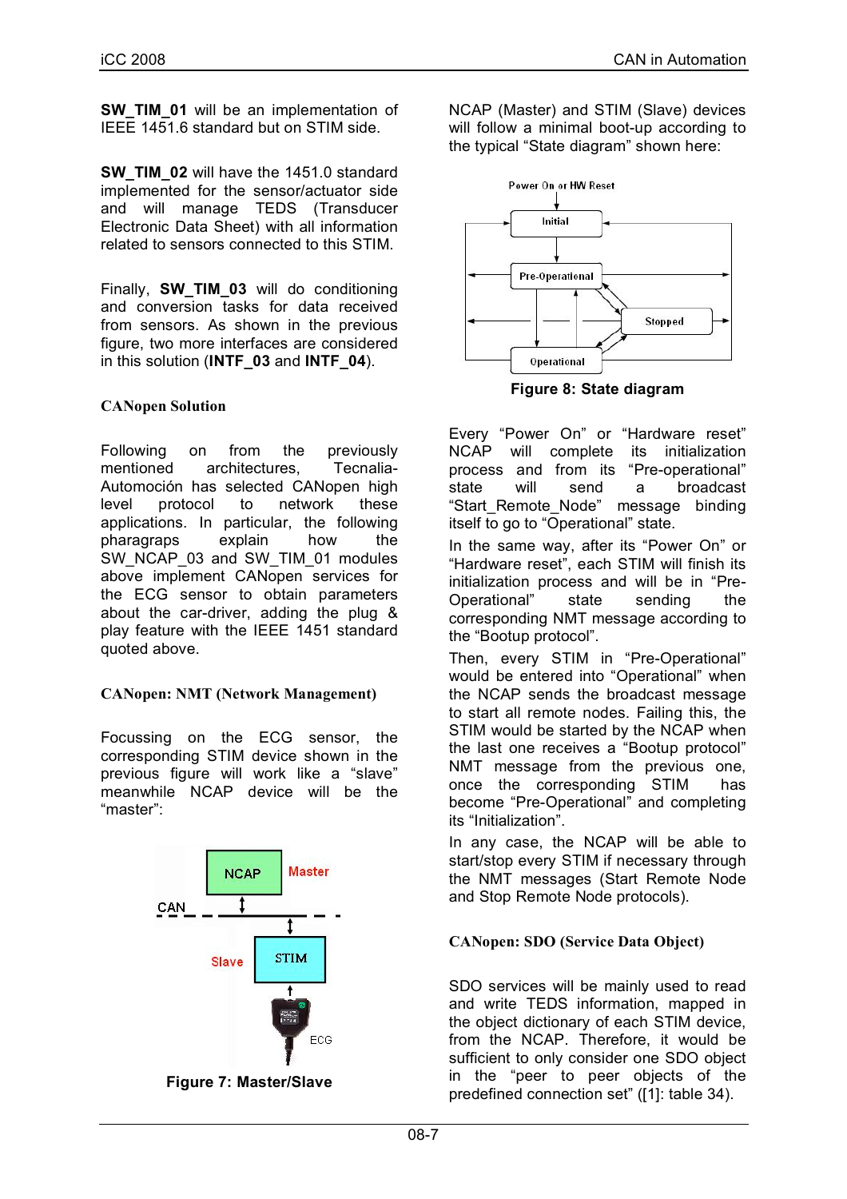**SW_TIM_01** will be an implementation of IEEE 1451.6 standard but on STIM side.

**SW_TIM_02** will have the 1451.0 standard implemented for the sensor/actuator side and will manage TEDS (Transducer Electronic Data Sheet) with all information related to sensors connected to this STIM.

Finally, **SW_TIM_03** will do conditioning and conversion tasks for data received from sensors. As shown in the previous figure, two more interfaces are considered in this solution (**INTF_03** and **INTF_04**).

### CANopen Solution

Following on from the previously mentioned architectures, Tecnalia-Automoción has selected CANopen high level protocol to network these applications. In particular, the following pharagraps explain how the SW_NCAP_03 and SW_TIM_01 modules above implement CANopen services for the ECG sensor to obtain parameters about the car-driver, adding the plug & play feature with the IEEE 1451 standard quoted above.

### CANopen: NMT (Network Management)

Focussing on the ECG sensor, the corresponding STIM device shown in the previous figure will work like a "slave" meanwhile NCAP device will be the "master":

**Figure 7: Master/Slave**

NCAP (Master) and STIM (Slave) devices will follow a minimal boot-up according to the typical "State diagram" shown here:

**Figure 8: State diagram**

Every "Power On" or "Hardware reset" NCAP will complete its initialization process and from its "Pre-operational" state will send a broadcast "Start_Remote_Node" message binding itself to go to "Operational" state.

In the same way, after its "Power On" or "Hardware reset", each STIM will finish its initialization process and will be in "Pre-Operational" state sending the corresponding NMT message according to the "Bootup protocol".

Then, every STIM in "Pre-Operational" would be entered into "Operational" when the NCAP sends the broadcast message to start all remote nodes. Failing this, the STIM would be started by the NCAP when the last one receives a "Bootup protocol" NMT message from the previous one, once the corresponding STIM has become "Pre-Operational" and completing its "Initialization".

In any case, the NCAP will be able to start/stop every STIM if necessary through the NMT messages (Start Remote Node and Stop Remote Node protocols).

### CANopen: SDO (Service Data Object)

SDO services will be mainly used to read and write TEDS information, mapped in the object dictionary of each STIM device, from the NCAP. Therefore, it would be sufficient to only consider one SDO object in the "peer to peer objects of the predefined connection set" ([1]: table 34).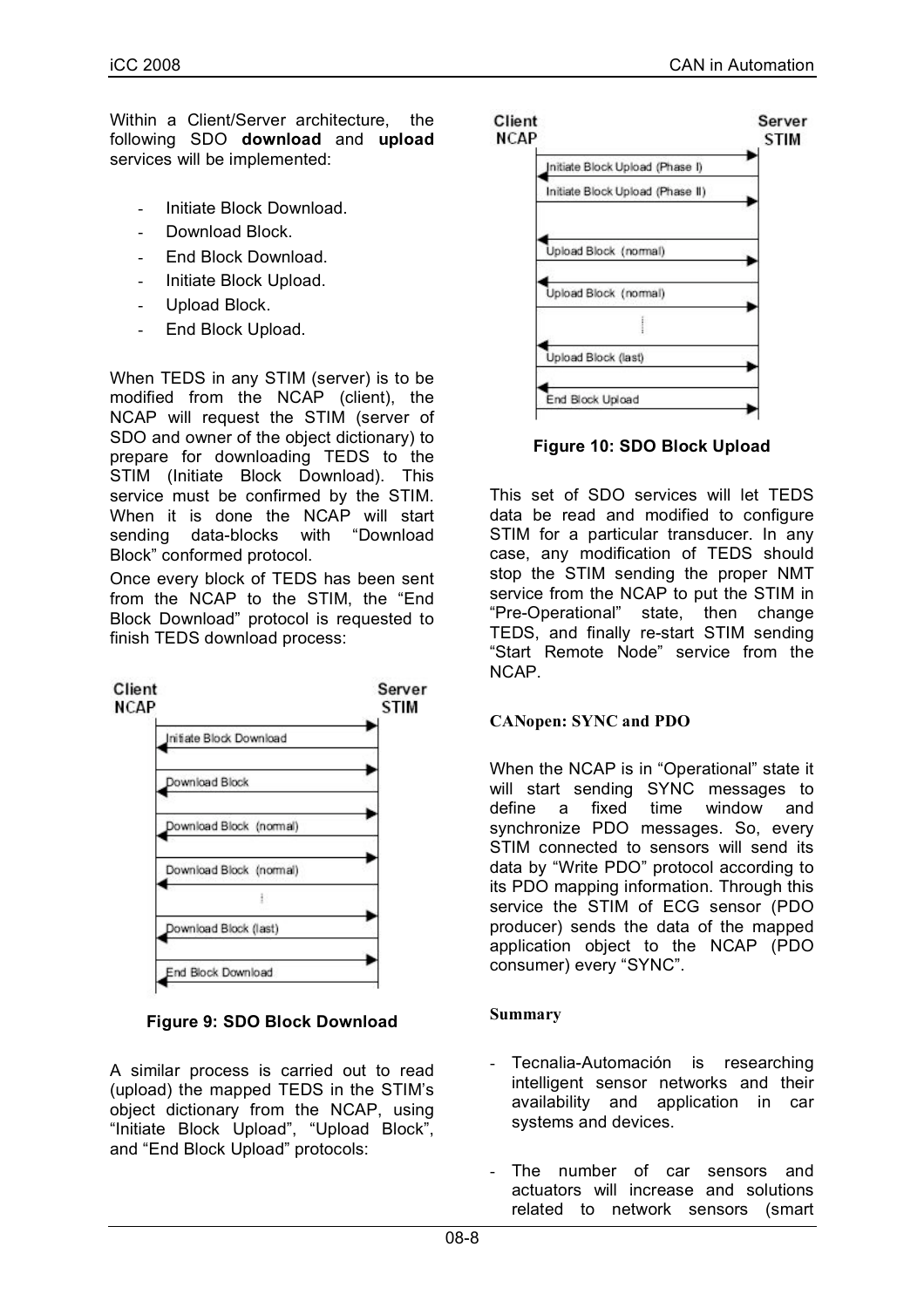Within a Client/Server architecture, the following SDO **download** and **upload** services will be implemented:

- Initiate Block Download.
- Download Block.
- End Block Download.
- Initiate Block Upload.
- Upload Block.
- End Block Upload.

When TEDS in any STIM (server) is to be modified from the NCAP (client), the NCAP will request the STIM (server of SDO and owner of the object dictionary) to prepare for downloading TEDS to the STIM (Initiate Block Download). This service must be confirmed by the STIM. When it is done the NCAP will start sending data-blocks with "Download Block" conformed protocol.

Once every block of TEDS has been sent from the NCAP to the STIM, the "End Block Download" protocol is requested to finish TEDS download process:

**Figure 9: SDO Block Download**

A similar process is carried out to read (upload) the mapped TEDS in the STIM's object dictionary from the NCAP, using "Initiate Block Upload", "Upload Block", and "End Block Upload" protocols:

**Figure 10: SDO Block Upload**

This set of SDO services will let TEDS data be read and modified to configure STIM for a particular transducer. In any case, any modification of TEDS should stop the STIM sending the proper NMT service from the NCAP to put the STIM in "Pre-Operational" state, then change TEDS, and finally re-start STIM sending "Start Remote Node" service from the NCAP.

### CANopen: SYNC and PDO

When the NCAP is in "Operational" state it will start sending SYNC messages to define a fixed time window and synchronize PDO messages. So, every STIM connected to sensors will send its data by "Write PDO" protocol according to its PDO mapping information. Through this service the STIM of ECG sensor (PDO producer) sends the data of the mapped application object to the NCAP (PDO consumer) every "SYNC".

### Summary

- Tecnalia-Automación is researching intelligent sensor networks and their availability and application in car systems and devices.

- The number of car sensors and actuators will increase and solutions related to network sensors (smart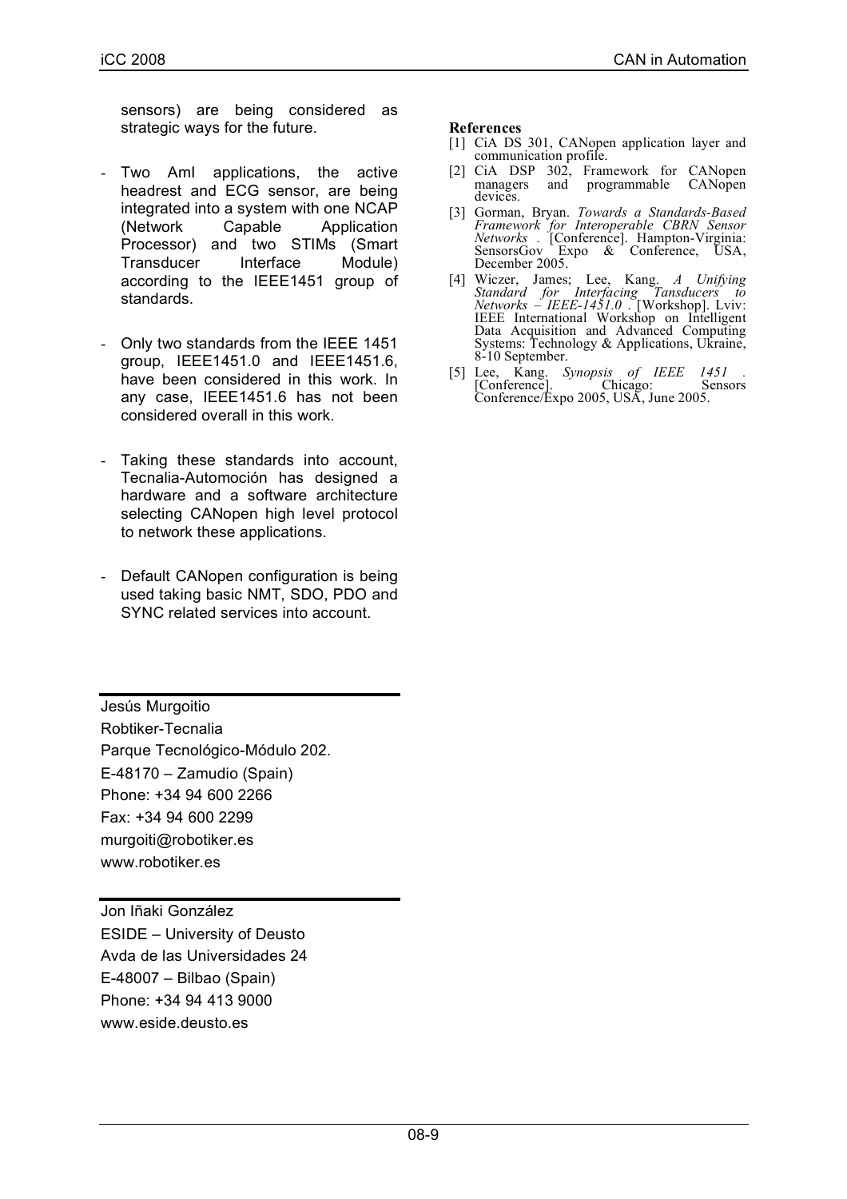sensors) are being considered as strategic ways for the future.

- Two AmI applications, the active headrest and ECG sensor, are being integrated into a system with one NCAP (Network Capable Application Processor) and two STIMs (Smart Transducer Interface Module) according to the IEEE1451 group of standards.

- Only two standards from the IEEE 1451 group, IEEE1451.0 and IEEE1451.6, have been considered in this work. In any case, IEEE1451.6 has not been considered overall in this work.

- Taking these standards into account, Tecnalia-Automoción has designed a hardware and a software architecture selecting CANopen high level protocol to network these applications.

- Default CANopen configuration is being used taking basic NMT, SDO, PDO and SYNC related services into account.

Jesús Murgoitio
Robtiker-Tecnalia
Parque Tecnológico-Módulo 202.
E-48170 – Zamudio (Spain)
Phone: +34 94 600 2266
Fax: +34 94 600 2299
murgoiti@robotiker.es
www.robotiker.es

Jon Iñaki González
ESIDE – University of Deusto
Avda de las Universidades 24
E-48007 – Bilbao (Spain)
Phone: +34 94 413 9000
www.eside.deusto.es

**References**

[1] CiA DS 301, CANopen application layer and communication profile.

[2] CiA DSP 302, Framework for CANopen managers and programmable CANopen devices.

[3] Gorman, Bryan. *Towards a Standards-Based Framework for Interoperable CBRN Sensor Networks* . [Conference]. Hampton-Virginia: SensorsGov Expo & Conference, USA, December 2005.

[4] Wiczer, James; Lee, Kang. *A Unifying Standard for Interfacing Tansducers to Networks – IEEE-1451.0* . [Workshop]. Lviv: IEEE International Workshop on Intelligent Data Acquisition and Advanced Computing Systems: Technology & Applications, Ukraine, 8-10 September.

[5] Lee, Kang. *Synopsis of IEEE 1451* . [Conference]. Chicago: Sensors Conference/Expo 2005, USA, June 2005.